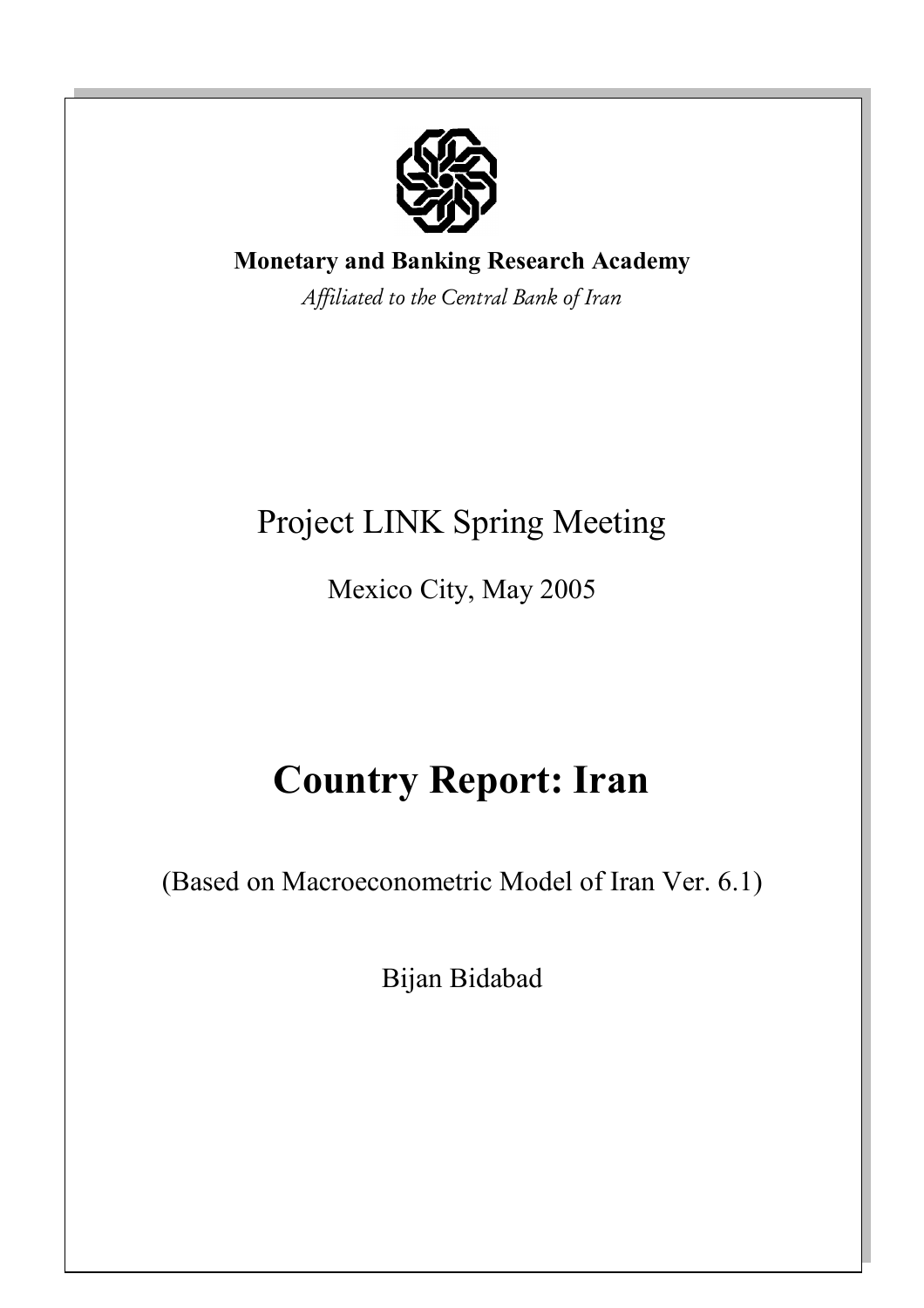**Monetary and Banking Research Academy**

*Affiliated to the Central Bank of Iran*

Project LINK Spring Meeting

Mexico City, May 2005

# Country Report: Iran

(Based on Macroeconometric Model of Iran Ver. 6.1)

Bijan Bidabad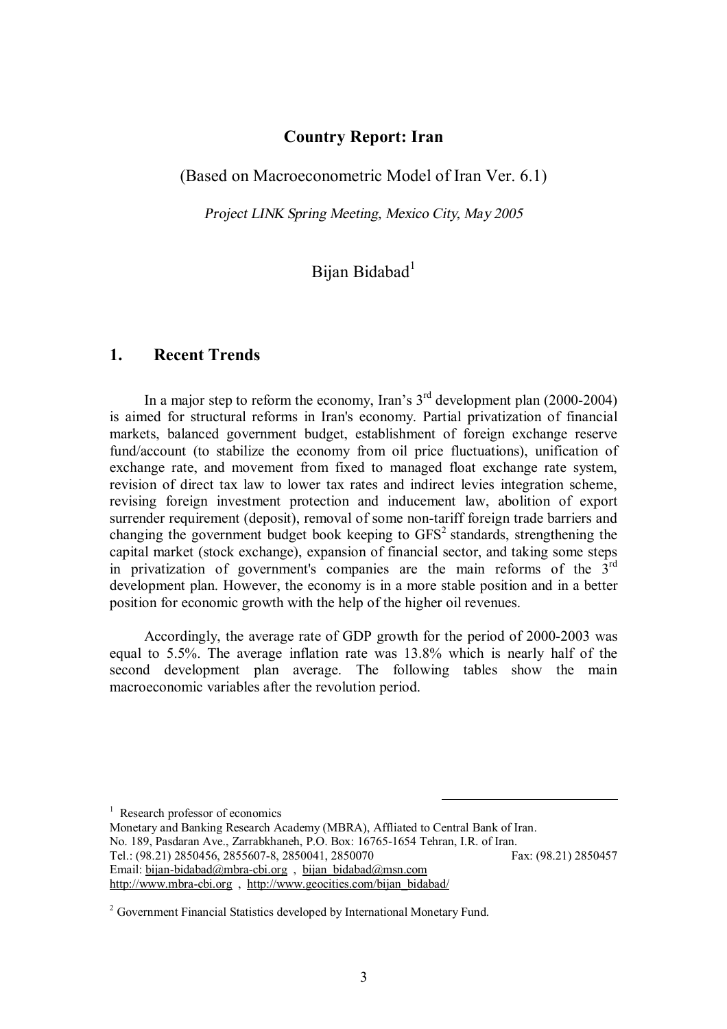**Country Report: Iran**

(Based on Macroeconometric Model of Iran Ver. 6.1)

*Project LINK Spring Meeting, Mexico City, May 2005*

Bijan Bidabad[1]

## 1. Recent Trends

In a major step to reform the economy, Iran's 3rd development plan (2000-2004) is aimed for structural reforms in Iran's economy. Partial privatization of financial markets, balanced government budget, establishment of foreign exchange reserve fund/account (to stabilize the economy from oil price fluctuations), unification of exchange rate, and movement from fixed to managed float exchange rate system, revision of direct tax law to lower tax rates and indirect levies integration scheme, revising foreign investment protection and inducement law, abolition of export surrender requirement (deposit), removal of some non-tariff foreign trade barriers and changing the government budget book keeping to GFS[2] standards, strengthening the capital market (stock exchange), expansion of financial sector, and taking some steps in privatization of government's companies are the main reforms of the 3rd development plan. However, the economy is in a more stable position and in a better position for economic growth with the help of the higher oil revenues.

Accordingly, the average rate of GDP growth for the period of 2000-2003 was equal to 5.5%. The average inflation rate was 13.8% which is nearly half of the second development plan average. The following tables show the main macroeconomic variables after the revolution period.

---

[1] Research professor of economics
Monetary and Banking Research Academy (MBRA), Affliated to Central Bank of Iran.
No. 189, Pasdaran Ave., Zarrabkhaneh, P.O. Box: 16765-1654 Tehran, I.R. of Iran.
Tel.: (98.21) 2850456, 2855607-8, 2850041, 2850070 Fax: (98.21) 2850457
Email: bijan-bidabad@mbra-cbi.org , bijan_bidabad@msn.com
http://www.mbra-cbi.org , http://www.geocities.com/bijan_bidabad/

[2] Government Financial Statistics developed by International Monetary Fund.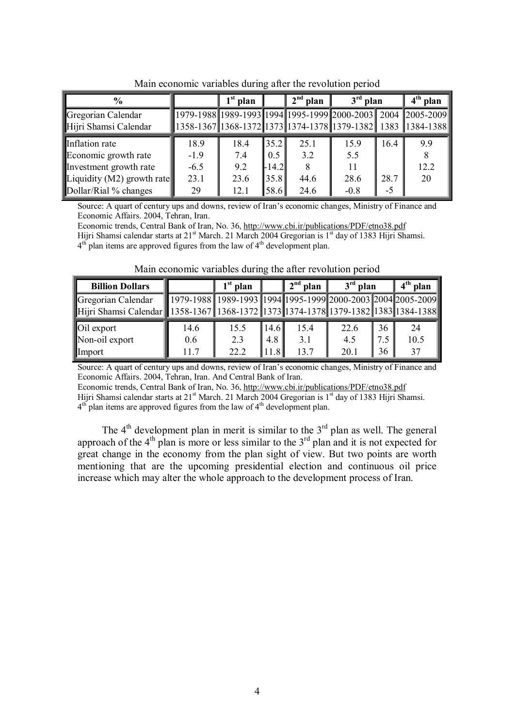Main economic variables during after the revolution period

| % | | 1[st] plan | | 2[nd] plan | 3[rd] plan | | 4[th] plan |
|---|---|---|---|---|---|---|---|
| Gregorian Calendar | 1979-1988 | 1989-1993 | 1994 | 1995-1999 | 2000-2003 | 2004 | 2005-2009 |
| Hijri Shamsi Calendar | 1358-1367 | 1368-1372 | 1373 | 1374-1378 | 1379-1382 | 1383 | 1384-1388 |
| Inflation rate | 18.9 | 18.4 | 35.2 | 25.1 | 15.9 | 16.4 | 9.9 |
| Economic growth rate | -1.9 | 7.4 | 0.5 | 3.2 | 5.5 | | 8 |
| Investment growth rate | -6.5 | 9.2 | -14.2 | 8 | 11 | | 12.2 |
| Liquidity (M2) growth rate | 23.1 | 23.6 | 35.8 | 44.6 | 28.6 | 28.7 | 20 |
| Dollar/Rial % changes | 29 | 12.1 | 58.6 | 24.6 | -0.8 | -5 | |

Source: A quart of century ups and downs, review of Iran's economic changes, Ministry of Finance and Economic Affairs. 2004, Tehran, Iran.
Economic trends, Central Bank of Iran, No. 36, http://www.cbi.ir/publications/PDF/etno38.pdf
Hijri Shamsi calendar starts at 21[st] March. 21 March 2004 Gregorian is 1[st] day of 1383 Hijri Shamsi.
4[th] plan items are approved figures from the law of 4[th] development plan.

Main economic variables during the after revolution period

| Billion Dollars | | 1[st] plan | | 2[nd] plan | 3[rd] plan | | 4[th] plan |
|---|---|---|---|---|---|---|---|
| Gregorian Calendar | 1979-1988 | 1989-1993 | 1994 | 1995-1999 | 2000-2003 | 2004 | 2005-2009 |
| Hijri Shamsi Calendar | 1358-1367 | 1368-1372 | 1373 | 1374-1378 | 1379-1382 | 1383 | 1384-1388 |
| Oil export | 14.6 | 15.5 | 14.6 | 15.4 | 22.6 | 36 | 24 |
| Non-oil export | 0.6 | 2.3 | 4.8 | 3.1 | 4.5 | 7.5 | 10.5 |
| Import | 11.7 | 22.2 | 11.8 | 13.7 | 20.1 | 36 | 37 |

Source: A quart of century ups and downs, review of Iran's economic changes, Ministry of Finance and Economic Affairs. 2004, Tehran, Iran. And Central Bank of Iran.
Economic trends, Central Bank of Iran, No. 36, http://www.cbi.ir/publications/PDF/etno38.pdf
Hijri Shamsi calendar starts at 21[st] March. 21 March 2004 Gregorian is 1[st] day of 1383 Hijri Shamsi.
4[th] plan items are approved figures from the law of 4[th] development plan.

The 4[th] development plan in merit is similar to the 3[rd] plan as well. The general approach of the 4[th] plan is more or less similar to the 3[rd] plan and it is not expected for great change in the economy from the plan sight of view. But two points are worth mentioning that are the upcoming presidential election and continuous oil price increase which may alter the whole approach to the development process of Iran.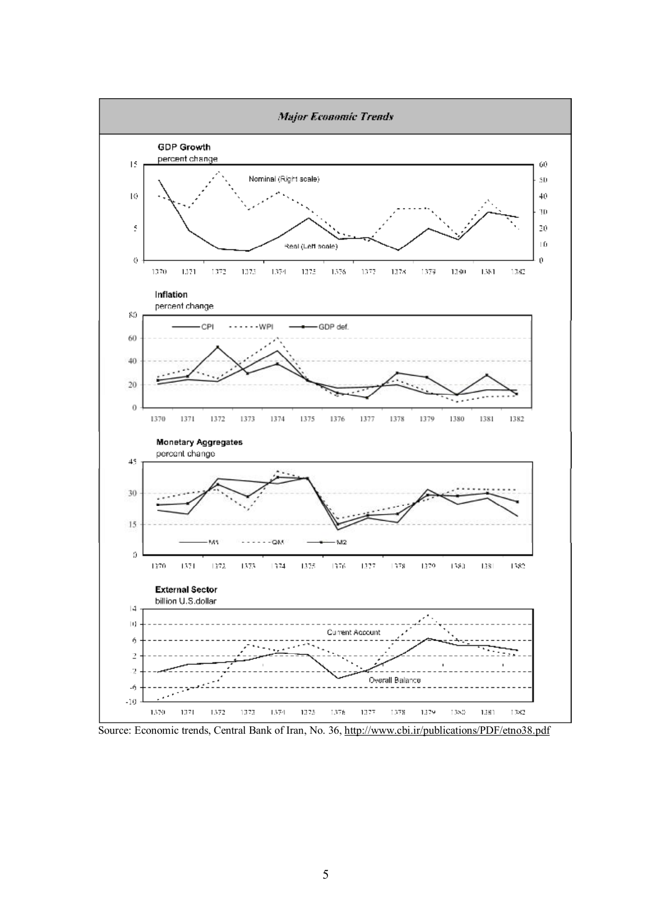*Major Economic Trends*

**GDP Growth**
percent change

Nominal (Right scale)

Real (Left scale)

**Inflation**
percent change

CPI ----- WPI —■— GDP def.

**Monetary Aggregates**
percent change

M1 ----- QM —■— M2

**External Sector**
billion U.S.dollar

Current Account

Overall Balance

Source: Economic trends, Central Bank of Iran, No. 36, http://www.cbi.ir/publications/PDF/etno38.pdf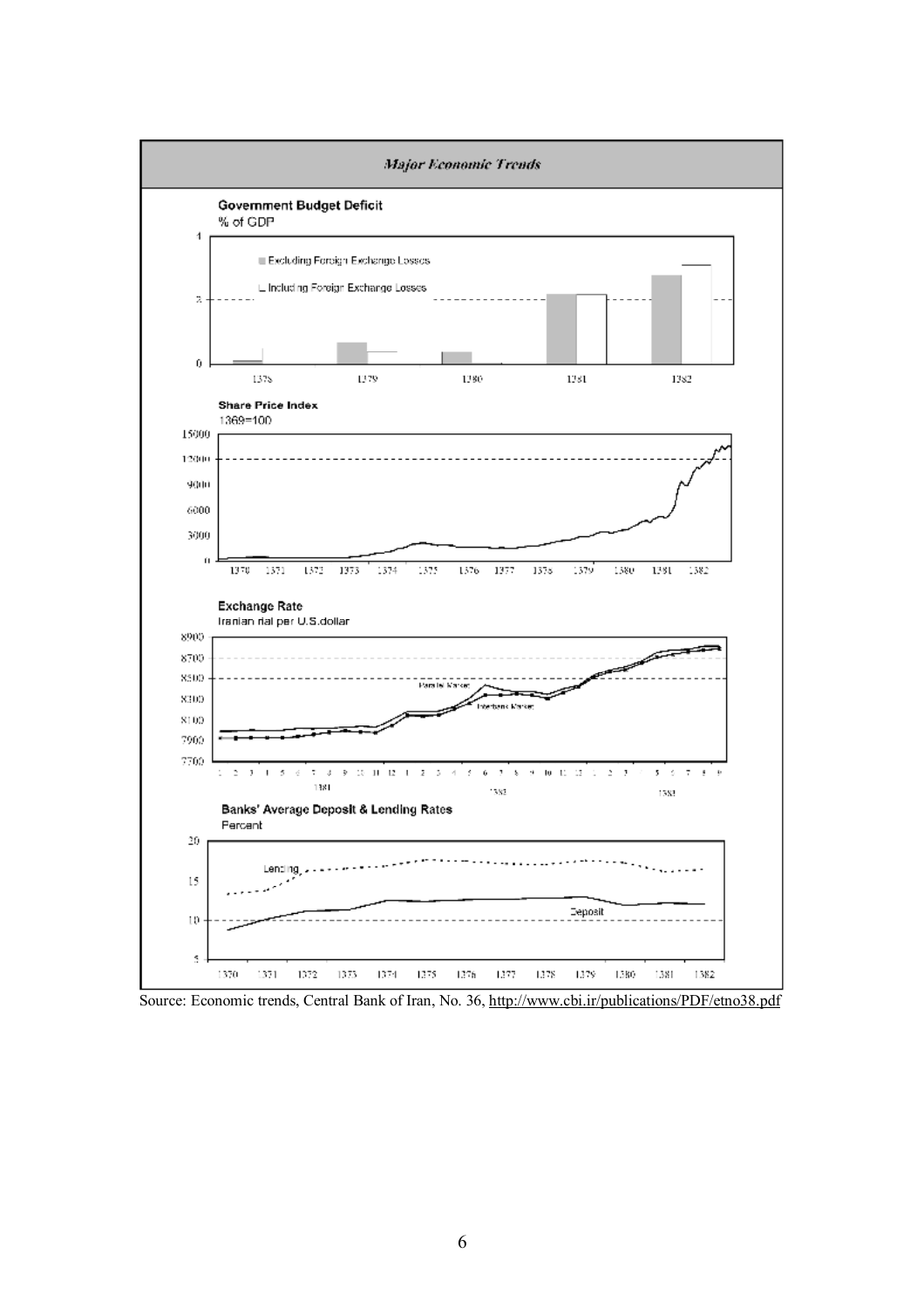## Major Economic Trends

**Government Budget Deficit**
% of GDP

- Excluding Foreign Exchange Losses
- Including Foreign Exchange Losses

**Share Price Index**
1369=100

**Exchange Rate**
Iranian rial per U.S.dollar

Parallel Market

Interbank Market

**Banks' Average Deposit & Lending Rates**
Percent

Lending

Deposit

Source: Economic trends, Central Bank of Iran, No. 36, http://www.cbi.ir/publications/PDF/etno38.pdf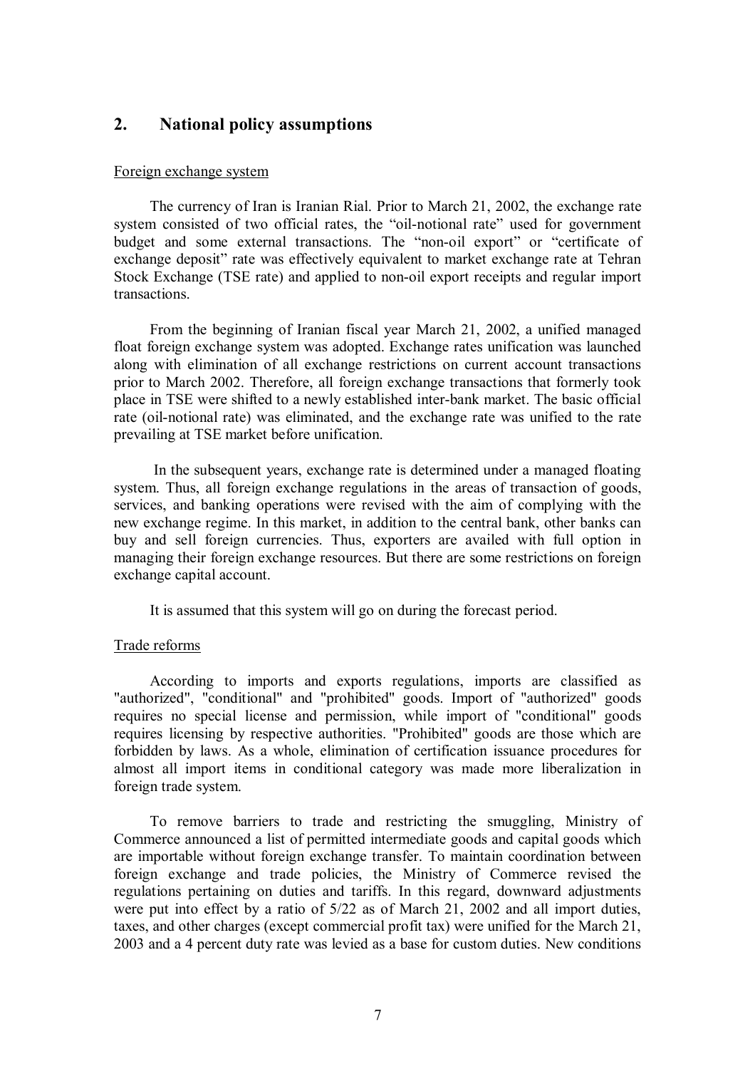## 2. National policy assumptions

Foreign exchange system

The currency of Iran is Iranian Rial. Prior to March 21, 2002, the exchange rate system consisted of two official rates, the "oil-notional rate" used for government budget and some external transactions. The "non-oil export" or "certificate of exchange deposit" rate was effectively equivalent to market exchange rate at Tehran Stock Exchange (TSE rate) and applied to non-oil export receipts and regular import transactions.

From the beginning of Iranian fiscal year March 21, 2002, a unified managed float foreign exchange system was adopted. Exchange rates unification was launched along with elimination of all exchange restrictions on current account transactions prior to March 2002. Therefore, all foreign exchange transactions that formerly took place in TSE were shifted to a newly established inter-bank market. The basic official rate (oil-notional rate) was eliminated, and the exchange rate was unified to the rate prevailing at TSE market before unification.

In the subsequent years, exchange rate is determined under a managed floating system. Thus, all foreign exchange regulations in the areas of transaction of goods, services, and banking operations were revised with the aim of complying with the new exchange regime. In this market, in addition to the central bank, other banks can buy and sell foreign currencies. Thus, exporters are availed with full option in managing their foreign exchange resources. But there are some restrictions on foreign exchange capital account.

It is assumed that this system will go on during the forecast period.

Trade reforms

According to imports and exports regulations, imports are classified as "authorized", "conditional" and "prohibited" goods. Import of "authorized" goods requires no special license and permission, while import of "conditional" goods requires licensing by respective authorities. "Prohibited" goods are those which are forbidden by laws. As a whole, elimination of certification issuance procedures for almost all import items in conditional category was made more liberalization in foreign trade system.

To remove barriers to trade and restricting the smuggling, Ministry of Commerce announced a list of permitted intermediate goods and capital goods which are importable without foreign exchange transfer. To maintain coordination between foreign exchange and trade policies, the Ministry of Commerce revised the regulations pertaining on duties and tariffs. In this regard, downward adjustments were put into effect by a ratio of 5/22 as of March 21, 2002 and all import duties, taxes, and other charges (except commercial profit tax) were unified for the March 21, 2003 and a 4 percent duty rate was levied as a base for custom duties. New conditions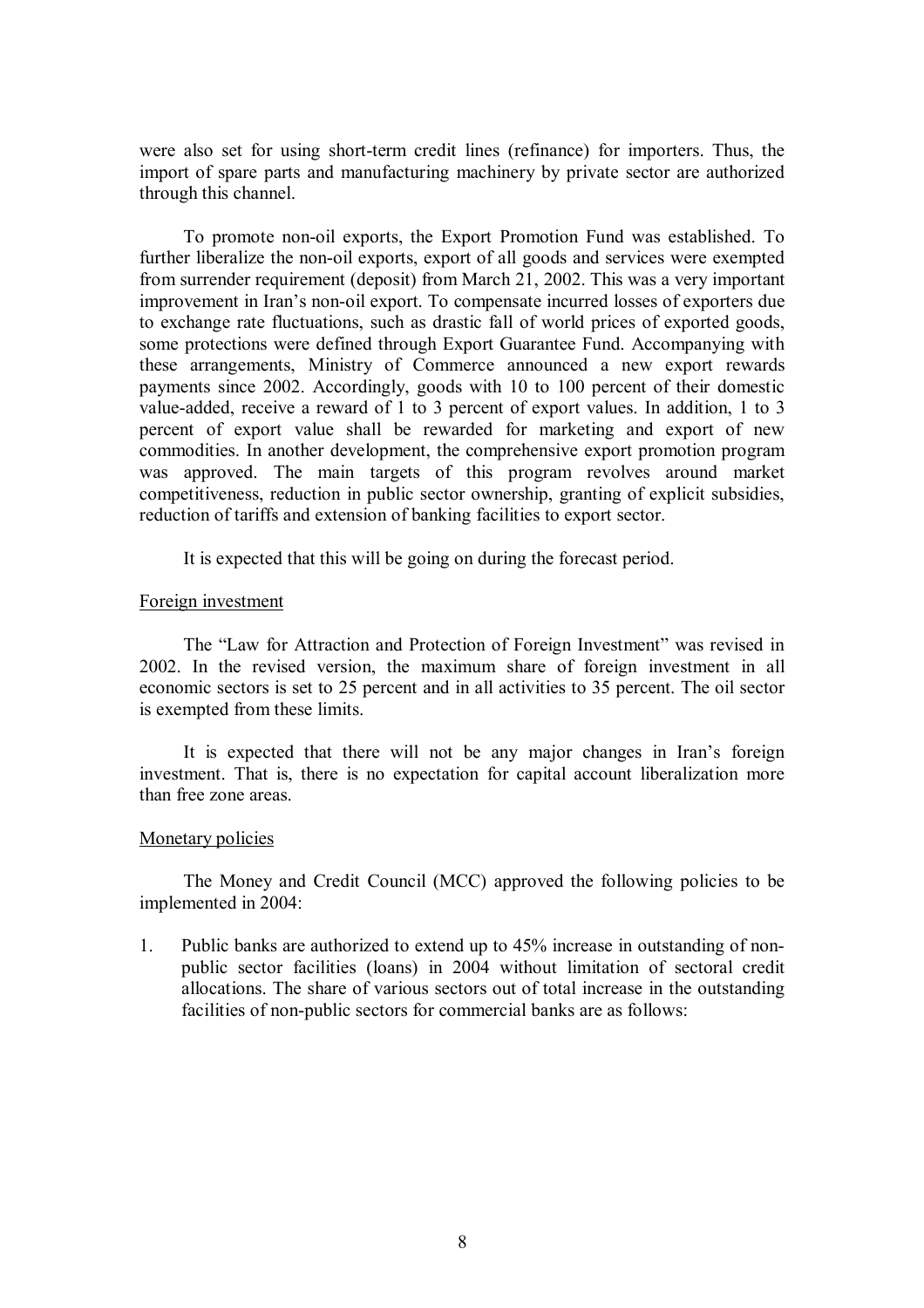were also set for using short-term credit lines (refinance) for importers. Thus, the import of spare parts and manufacturing machinery by private sector are authorized through this channel.

To promote non-oil exports, the Export Promotion Fund was established. To further liberalize the non-oil exports, export of all goods and services were exempted from surrender requirement (deposit) from March 21, 2002. This was a very important improvement in Iran's non-oil export. To compensate incurred losses of exporters due to exchange rate fluctuations, such as drastic fall of world prices of exported goods, some protections were defined through Export Guarantee Fund. Accompanying with these arrangements, Ministry of Commerce announced a new export rewards payments since 2002. Accordingly, goods with 10 to 100 percent of their domestic value-added, receive a reward of 1 to 3 percent of export values. In addition, 1 to 3 percent of export value shall be rewarded for marketing and export of new commodities. In another development, the comprehensive export promotion program was approved. The main targets of this program revolves around market competitiveness, reduction in public sector ownership, granting of explicit subsidies, reduction of tariffs and extension of banking facilities to export sector.

It is expected that this will be going on during the forecast period.

## Foreign investment

The "Law for Attraction and Protection of Foreign Investment" was revised in 2002. In the revised version, the maximum share of foreign investment in all economic sectors is set to 25 percent and in all activities to 35 percent. The oil sector is exempted from these limits.

It is expected that there will not be any major changes in Iran's foreign investment. That is, there is no expectation for capital account liberalization more than free zone areas.

## Monetary policies

The Money and Credit Council (MCC) approved the following policies to be implemented in 2004:

1. Public banks are authorized to extend up to 45% increase in outstanding of non-public sector facilities (loans) in 2004 without limitation of sectoral credit allocations. The share of various sectors out of total increase in the outstanding facilities of non-public sectors for commercial banks are as follows: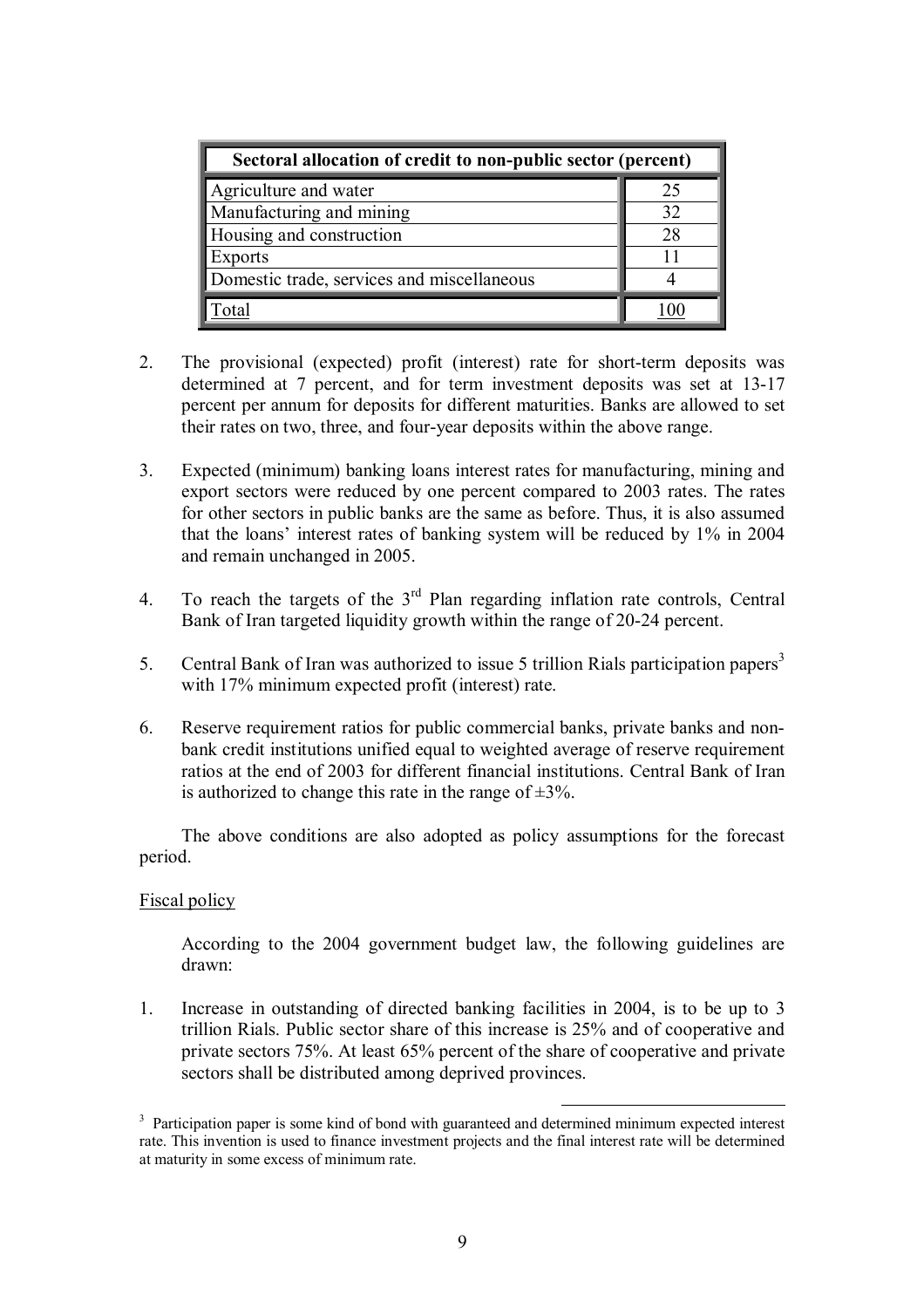| Sectoral allocation of credit to non-public sector (percent) | |
|---|---|
| Agriculture and water | 25 |
| Manufacturing and mining | 32 |
| Housing and construction | 28 |
| Exports | 11 |
| Domestic trade, services and miscellaneous | 4 |
| Total | 100 |

2. The provisional (expected) profit (interest) rate for short-term deposits was determined at 7 percent, and for term investment deposits was set at 13-17 percent per annum for deposits for different maturities. Banks are allowed to set their rates on two, three, and four-year deposits within the above range.

3. Expected (minimum) banking loans interest rates for manufacturing, mining and export sectors were reduced by one percent compared to 2003 rates. The rates for other sectors in public banks are the same as before. Thus, it is also assumed that the loans' interest rates of banking system will be reduced by 1% in 2004 and remain unchanged in 2005.

4. To reach the targets of the 3rd Plan regarding inflation rate controls, Central Bank of Iran targeted liquidity growth within the range of 20-24 percent.

5. Central Bank of Iran was authorized to issue 5 trillion Rials participation papers[3] with 17% minimum expected profit (interest) rate.

6. Reserve requirement ratios for public commercial banks, private banks and non-bank credit institutions unified equal to weighted average of reserve requirement ratios at the end of 2003 for different financial institutions. Central Bank of Iran is authorized to change this rate in the range of ±3%.

The above conditions are also adopted as policy assumptions for the forecast period.

Fiscal policy

According to the 2004 government budget law, the following guidelines are drawn:

1. Increase in outstanding of directed banking facilities in 2004, is to be up to 3 trillion Rials. Public sector share of this increase is 25% and of cooperative and private sectors 75%. At least 65% percent of the share of cooperative and private sectors shall be distributed among deprived provinces.

[3] Participation paper is some kind of bond with guaranteed and determined minimum expected interest rate. This invention is used to finance investment projects and the final interest rate will be determined at maturity in some excess of minimum rate.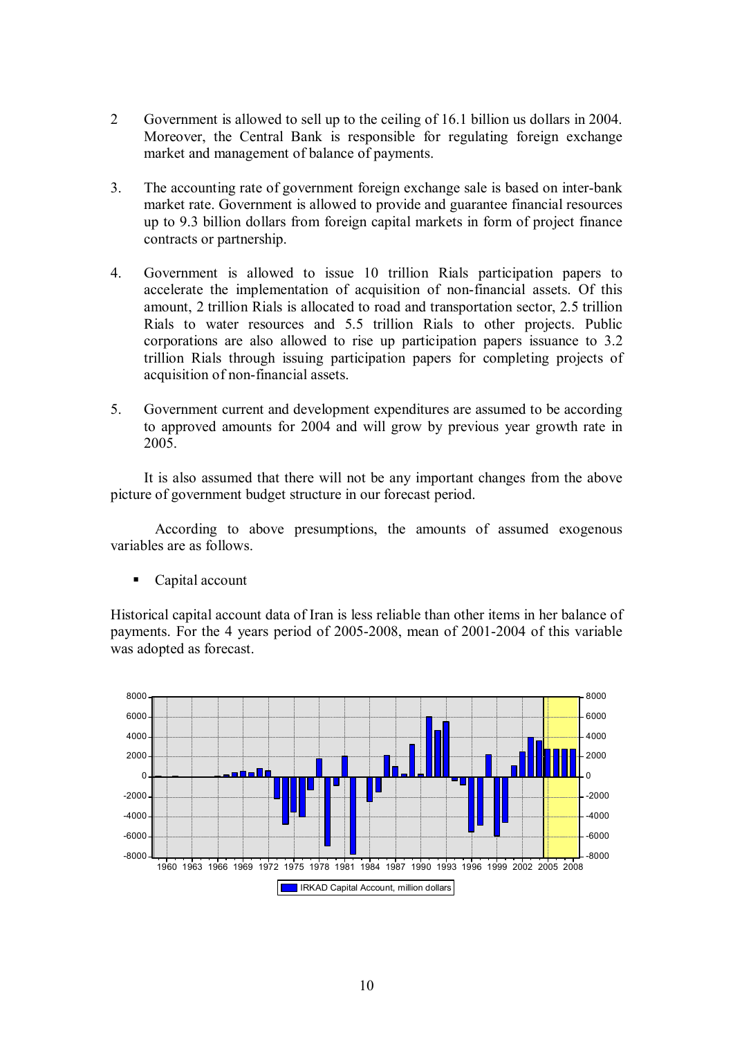2 Government is allowed to sell up to the ceiling of 16.1 billion us dollars in 2004. Moreover, the Central Bank is responsible for regulating foreign exchange market and management of balance of payments.

3. The accounting rate of government foreign exchange sale is based on inter-bank market rate. Government is allowed to provide and guarantee financial resources up to 9.3 billion dollars from foreign capital markets in form of project finance contracts or partnership.

4. Government is allowed to issue 10 trillion Rials participation papers to accelerate the implementation of acquisition of non-financial assets. Of this amount, 2 trillion Rials is allocated to road and transportation sector, 2.5 trillion Rials to water resources and 5.5 trillion Rials to other projects. Public corporations are also allowed to rise up participation papers issuance to 3.2 trillion Rials through issuing participation papers for completing projects of acquisition of non-financial assets.

5. Government current and development expenditures are assumed to be according to approved amounts for 2004 and will grow by previous year growth rate in 2005.

It is also assumed that there will not be any important changes from the above picture of government budget structure in our forecast period.

According to above presumptions, the amounts of assumed exogenous variables are as follows.

- Capital account

Historical capital account data of Iran is less reliable than other items in her balance of payments. For the 4 years period of 2005-2008, mean of 2001-2004 of this variable was adopted as forecast.

IRKAD Capital Account, million dollars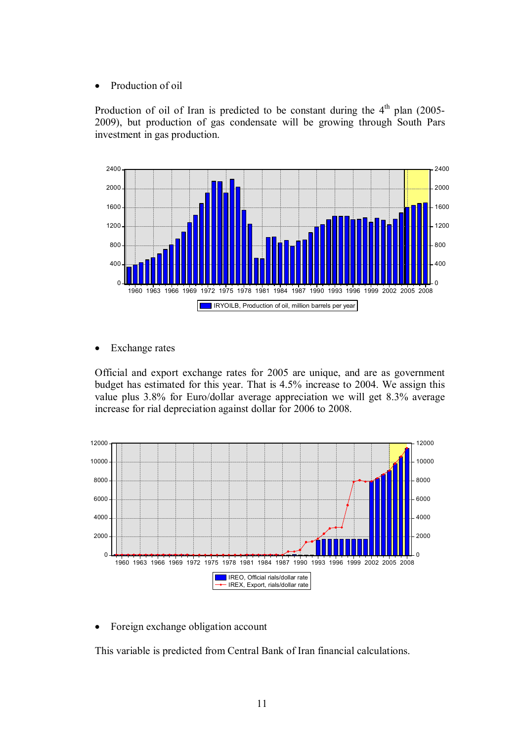- Production of oil

Production of oil of Iran is predicted to be constant during the 4th plan (2005-2009), but production of gas condensate will be growing through South Pars investment in gas production.

IRYOILB, Production of oil, million barrels per year

- Exchange rates

Official and export exchange rates for 2005 are unique, and are as government budget has estimated for this year. That is 4.5% increase to 2004. We assign this value plus 3.8% for Euro/dollar average appreciation we will get 8.3% average increase for rial depreciation against dollar for 2006 to 2008.

IREO, Official rials/dollar rate
IREX, Export, rials/dollar rate

- Foreign exchange obligation account

This variable is predicted from Central Bank of Iran financial calculations.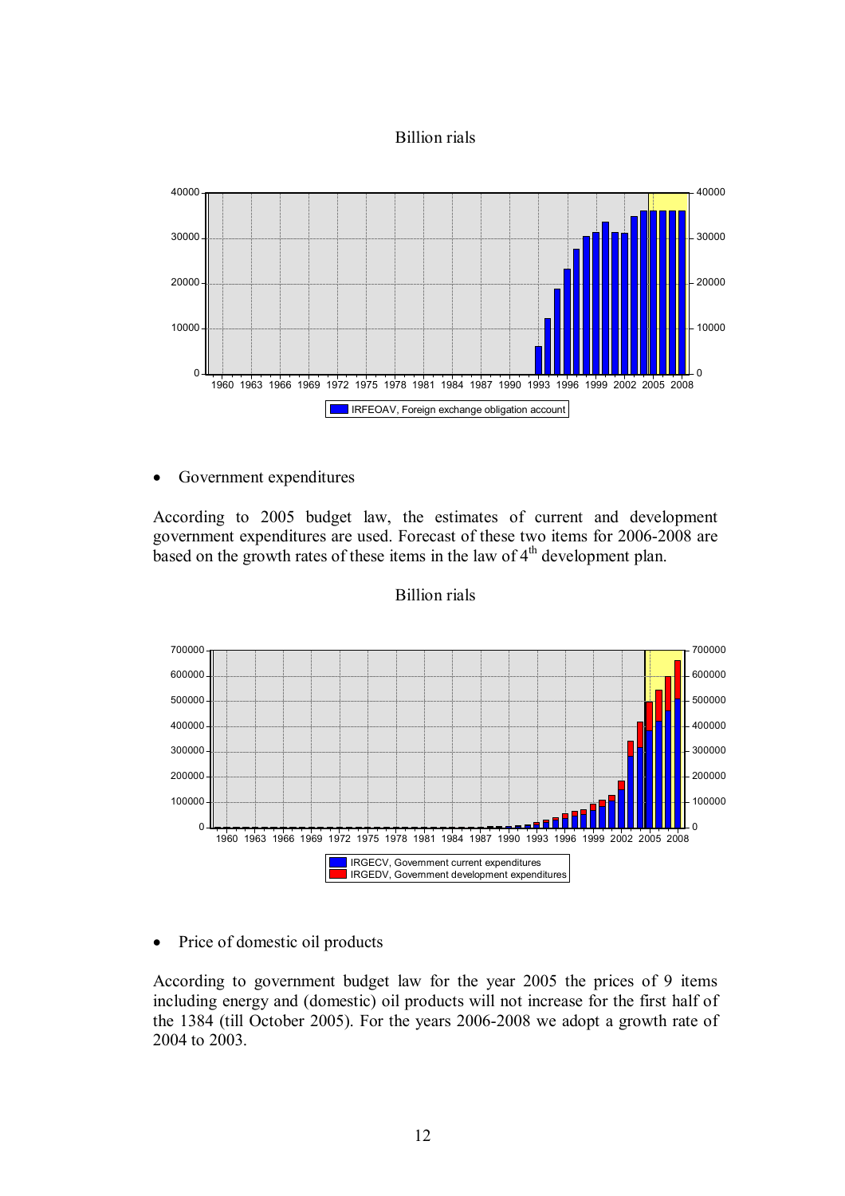Billion rials

- Government expenditures

According to 2005 budget law, the estimates of current and development government expenditures are used. Forecast of these two items for 2006-2008 are based on the growth rates of these items in the law of 4th development plan.

Billion rials

- Price of domestic oil products

According to government budget law for the year 2005 the prices of 9 items including energy and (domestic) oil products will not increase for the first half of the 1384 (till October 2005). For the years 2006-2008 we adopt a growth rate of 2004 to 2003.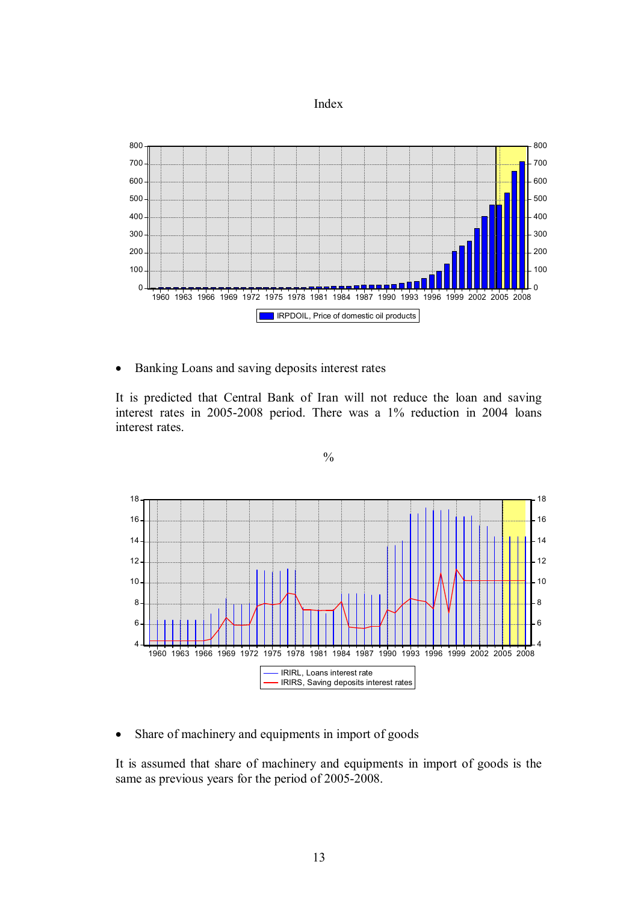Index

- Banking Loans and saving deposits interest rates

It is predicted that Central Bank of Iran will not reduce the loan and saving interest rates in 2005-2008 period. There was a 1% reduction in 2004 loans interest rates.

%

- Share of machinery and equipments in import of goods

It is assumed that share of machinery and equipments in import of goods is the same as previous years for the period of 2005-2008.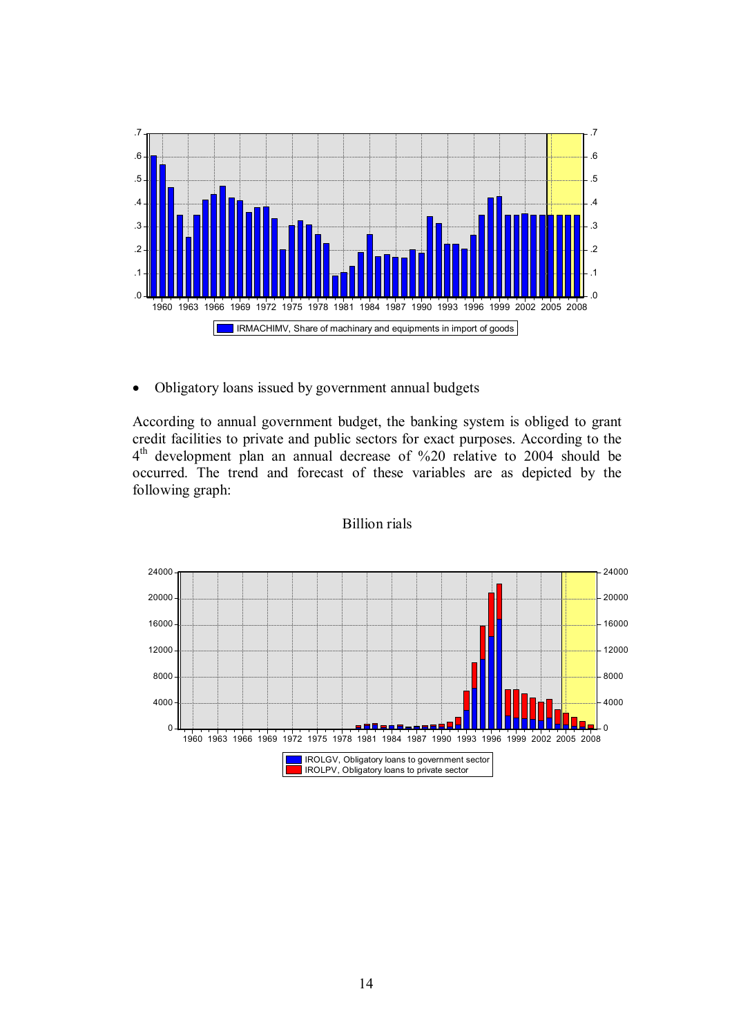- Obligatory loans issued by government annual budgets

According to annual government budget, the banking system is obliged to grant credit facilities to private and public sectors for exact purposes. According to the $4^{th}$ development plan an annual decrease of %20 relative to 2004 should be occurred. The trend and forecast of these variables are as depicted by the following graph:

Billion rials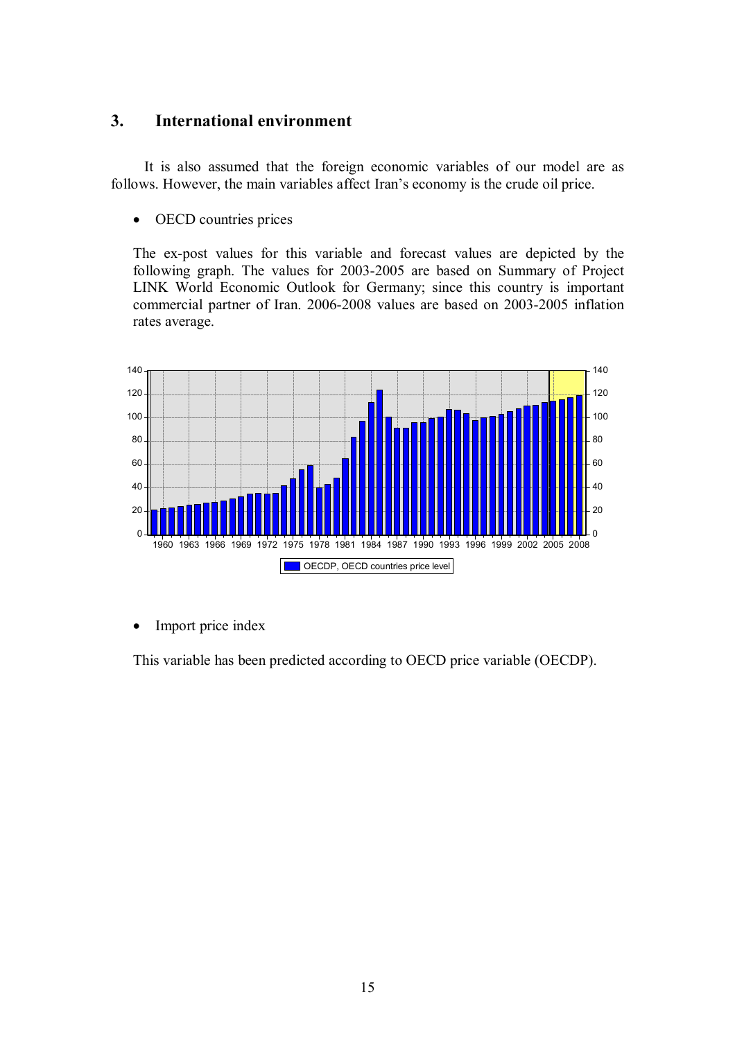## 3. International environment

It is also assumed that the foreign economic variables of our model are as follows. However, the main variables affect Iran's economy is the crude oil price.

- OECD countries prices

The ex-post values for this variable and forecast values are depicted by the following graph. The values for 2003-2005 are based on Summary of Project LINK World Economic Outlook for Germany; since this country is important commercial partner of Iran. 2006-2008 values are based on 2003-2005 inflation rates average.

OECDP, OECD countries price level

- Import price index

This variable has been predicted according to OECD price variable (OECDP).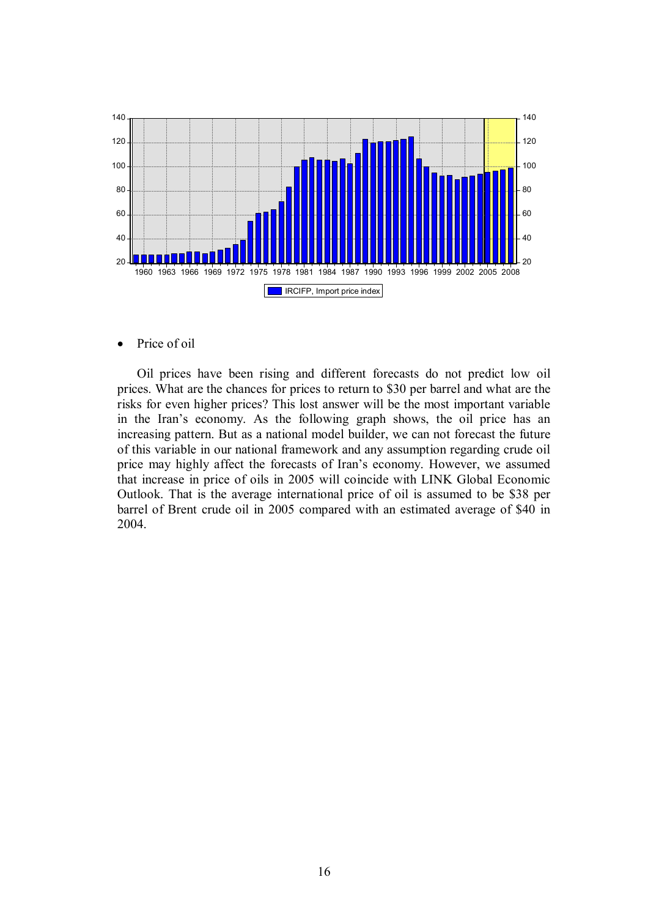- Price of oil

Oil prices have been rising and different forecasts do not predict low oil prices. What are the chances for prices to return to $30 per barrel and what are the risks for even higher prices? This lost answer will be the most important variable in the Iran's economy. As the following graph shows, the oil price has an increasing pattern. But as a national model builder, we can not forecast the future of this variable in our national framework and any assumption regarding crude oil price may highly affect the forecasts of Iran's economy. However, we assumed that increase in price of oils in 2005 will coincide with LINK Global Economic Outlook. That is the average international price of oil is assumed to be $38 per barrel of Brent crude oil in 2005 compared with an estimated average of $40 in 2004.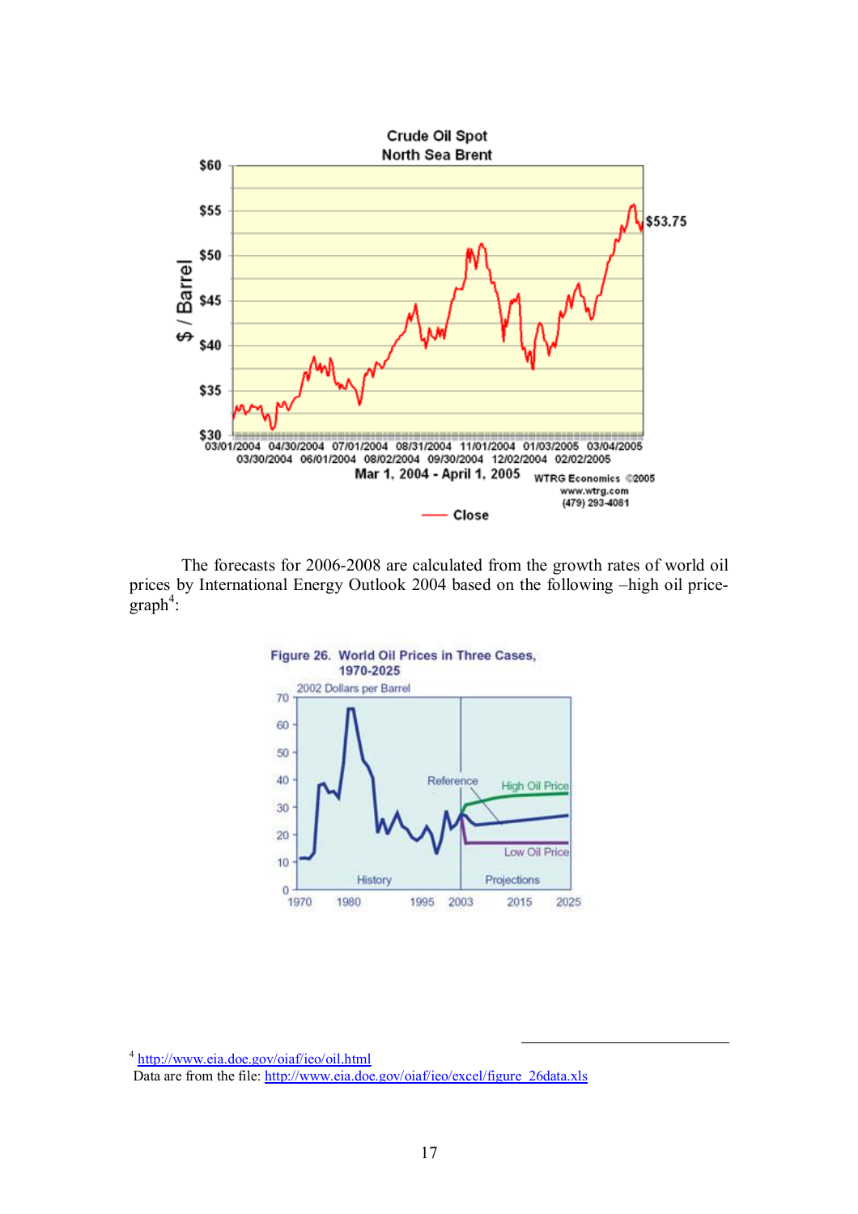The forecasts for 2006-2008 are calculated from the growth rates of world oil prices by International Energy Outlook 2004 based on the following –high oil price-graph[4]:

[4] http://www.eia.doe.gov/oiaf/ieo/oil.html
Data are from the file: http://www.eia.doe.gov/oiaf/ieo/excel/figure_26data.xls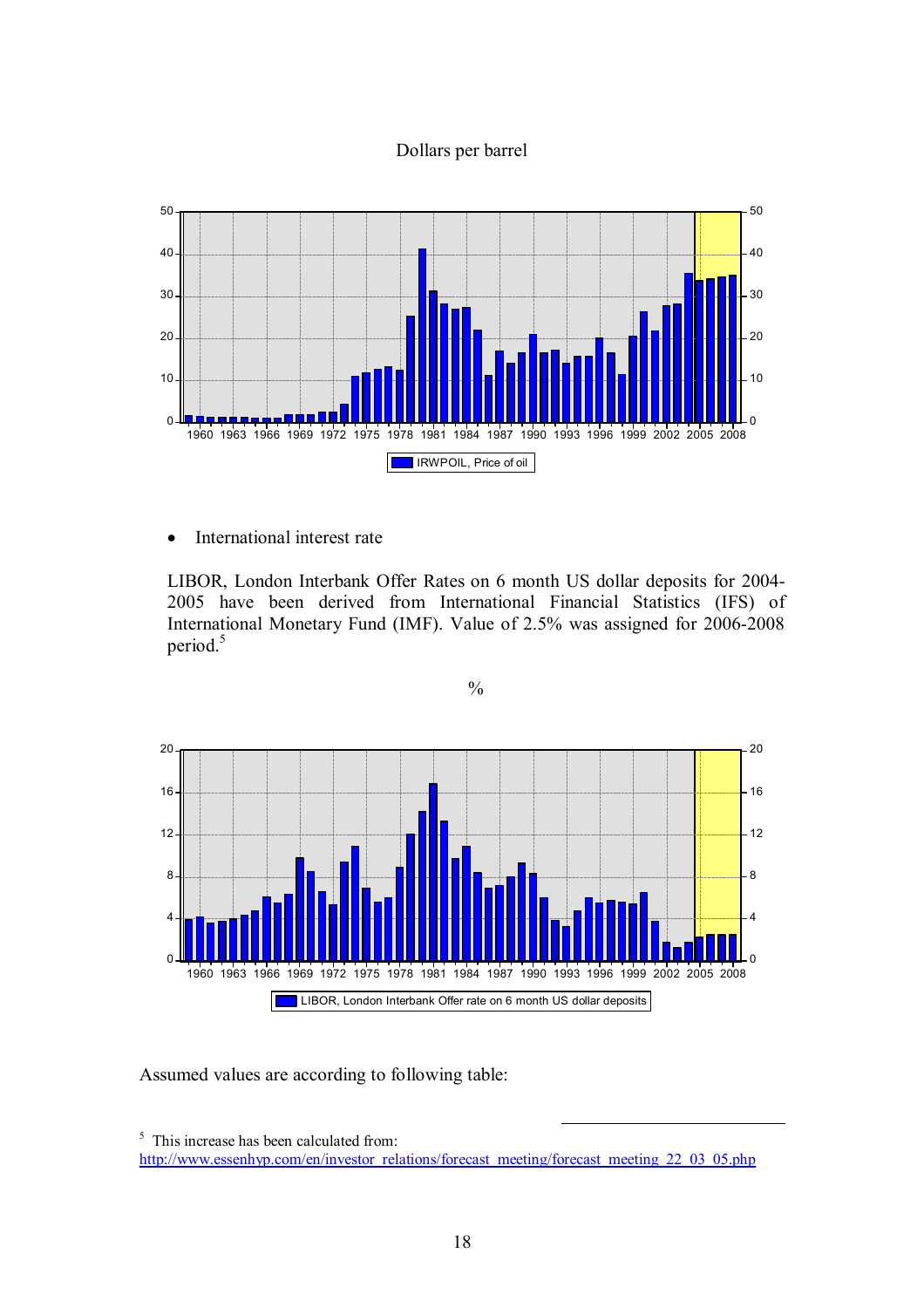Dollars per barrel

- International interest rate

LIBOR, London Interbank Offer Rates on 6 month US dollar deposits for 2004-2005 have been derived from International Financial Statistics (IFS) of International Monetary Fund (IMF). Value of 2.5% was assigned for 2006-2008 period.[5]

%

Assumed values are according to following table:

[5] This increase has been calculated from: http://www.essenhyp.com/en/investor_relations/forecast_meeting/forecast_meeting_22_03_05.php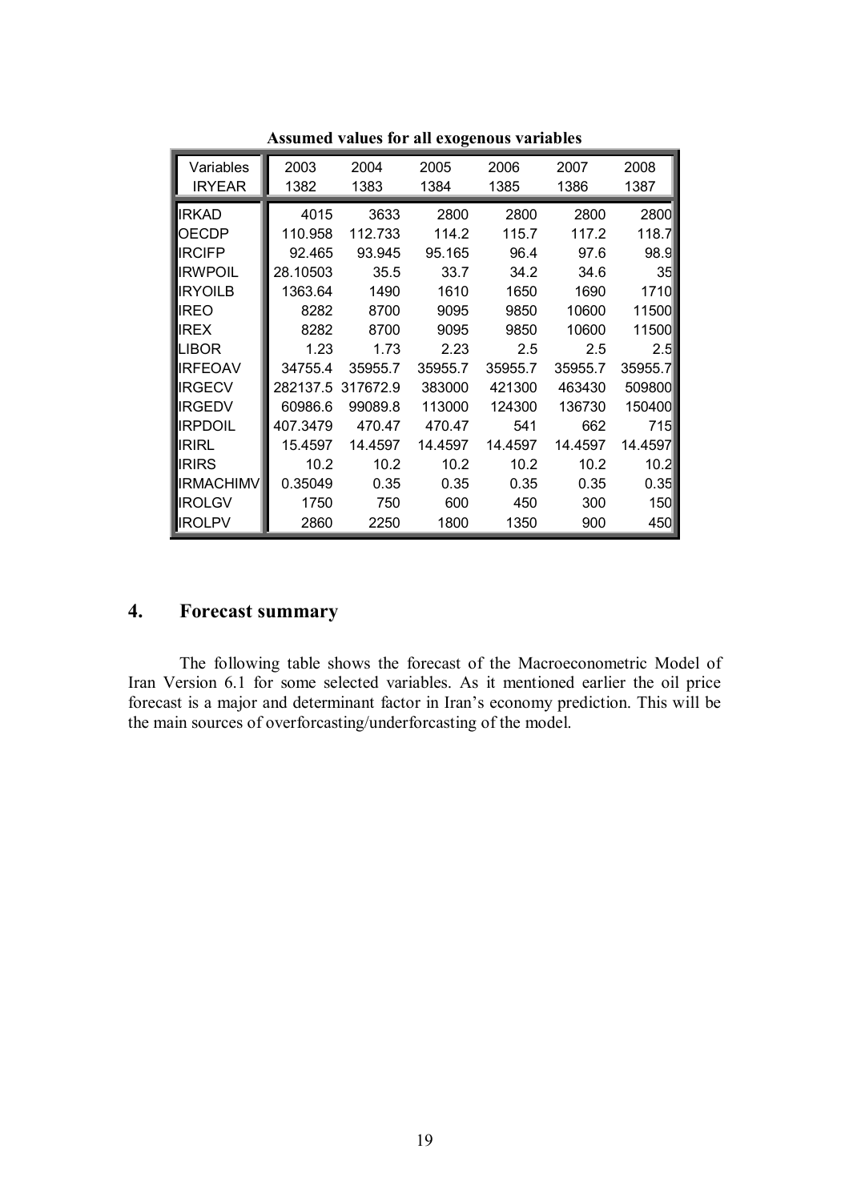**Assumed values for all exogenous variables**

| Variables<br>IRYEAR | 2003<br>1382 | 2004<br>1383 | 2005<br>1384 | 2006<br>1385 | 2007<br>1386 | 2008<br>1387 |
|---|---|---|---|---|---|---|
| IRKAD | 4015 | 3633 | 2800 | 2800 | 2800 | 2800 |
| OECDP | 110.958 | 112.733 | 114.2 | 115.7 | 117.2 | 118.7 |
| IRCIFP | 92.465 | 93.945 | 95.165 | 96.4 | 97.6 | 98.9 |
| IRWPOIL | 28.10503 | 35.5 | 33.7 | 34.2 | 34.6 | 35 |
| IRYOILB | 1363.64 | 1490 | 1610 | 1650 | 1690 | 1710 |
| IREO | 8282 | 8700 | 9095 | 9850 | 10600 | 11500 |
| IREX | 8282 | 8700 | 9095 | 9850 | 10600 | 11500 |
| LIBOR | 1.23 | 1.73 | 2.23 | 2.5 | 2.5 | 2.5 |
| IRFEOAV | 34755.4 | 35955.7 | 35955.7 | 35955.7 | 35955.7 | 35955.7 |
| IRGECV | 282137.5 | 317672.9 | 383000 | 421300 | 463430 | 509800 |
| IRGEDV | 60986.6 | 99089.8 | 113000 | 124300 | 136730 | 150400 |
| IRPDOIL | 407.3479 | 470.47 | 470.47 | 541 | 662 | 715 |
| IRIRL | 15.4597 | 14.4597 | 14.4597 | 14.4597 | 14.4597 | 14.4597 |
| IRIRS | 10.2 | 10.2 | 10.2 | 10.2 | 10.2 | 10.2 |
| IRMACHIMV | 0.35049 | 0.35 | 0.35 | 0.35 | 0.35 | 0.35 |
| IROLGV | 1750 | 750 | 600 | 450 | 300 | 150 |
| IROLPV | 2860 | 2250 | 1800 | 1350 | 900 | 450 |

## 4. Forecast summary

The following table shows the forecast of the Macroeconometric Model of Iran Version 6.1 for some selected variables. As it mentioned earlier the oil price forecast is a major and determinant factor in Iran's economy prediction. This will be the main sources of overforcasting/underforcasting of the model.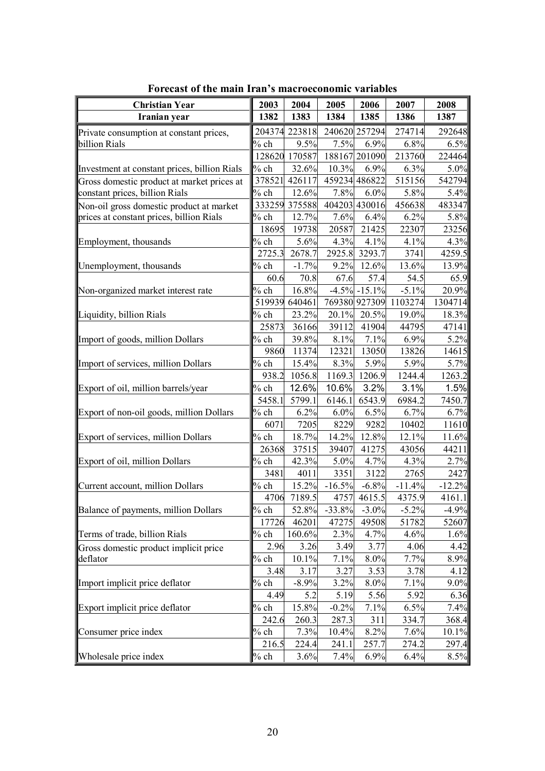**Forecast of the main Iran's macroeconomic variables**

| Christian Year | 2003 | 2004 | 2005 | 2006 | 2007 | 2008 |
|---|---|---|---|---|---|---|
| Iranian year | 1382 | 1383 | 1384 | 1385 | 1386 | 1387 |
| Private consumption at constant prices, billion Rials | 204374 | 223818 | 240620 | 257294 | 274714 | 292648 |
| | % ch | 9.5% | 7.5% | 6.9% | 6.8% | 6.5% |
| Investment at constant prices, billion Rials | 128620 | 170587 | 188167 | 201090 | 213760 | 224464 |
| | % ch | 32.6% | 10.3% | 6.9% | 6.3% | 5.0% |
| Gross domestic product at market prices at constant prices, billion Rials | 378521 | 426117 | 459234 | 486822 | 515156 | 542794 |
| | % ch | 12.6% | 7.8% | 6.0% | 5.8% | 5.4% |
| Non-oil gross domestic product at market prices at constant prices, billion Rials | 333259 | 375588 | 404203 | 430016 | 456638 | 483347 |
| | % ch | 12.7% | 7.6% | 6.4% | 6.2% | 5.8% |
| Employment, thousands | 18695 | 19738 | 20587 | 21425 | 22307 | 23256 |
| | % ch | 5.6% | 4.3% | 4.1% | 4.1% | 4.3% |
| Unemployment, thousands | 2725.3 | 2678.7 | 2925.8 | 3293.7 | 3741 | 4259.5 |
| | % ch | -1.7% | 9.2% | 12.6% | 13.6% | 13.9% |
| Non-organized market interest rate | 60.6 | 70.8 | 67.6 | 57.4 | 54.5 | 65.9 |
| | % ch | 16.8% | -4.5% | -15.1% | -5.1% | 20.9% |
| Liquidity, billion Rials | 519939 | 640461 | 769380 | 927309 | 1103274 | 1304714 |
| | % ch | 23.2% | 20.1% | 20.5% | 19.0% | 18.3% |
| Import of goods, million Dollars | 25873 | 36166 | 39112 | 41904 | 44795 | 47141 |
| | % ch | 39.8% | 8.1% | 7.1% | 6.9% | 5.2% |
| Import of services, million Dollars | 9860 | 11374 | 12321 | 13050 | 13826 | 14615 |
| | % ch | 15.4% | 8.3% | 5.9% | 5.9% | 5.7% |
| Export of oil, million barrels/year | 938.2 | 1056.8 | 1169.3 | 1206.9 | 1244.4 | 1263.2 |
| | % ch | 12.6% | 10.6% | 3.2% | 3.1% | 1.5% |
| Export of non-oil goods, million Dollars | 5458.1 | 5799.1 | 6146.1 | 6543.9 | 6984.2 | 7450.7 |
| | % ch | 6.2% | 6.0% | 6.5% | 6.7% | 6.7% |
| Export of services, million Dollars | 6071 | 7205 | 8229 | 9282 | 10402 | 11610 |
| | % ch | 18.7% | 14.2% | 12.8% | 12.1% | 11.6% |
| Export of oil, million Dollars | 26368 | 37515 | 39407 | 41275 | 43056 | 44211 |
| | % ch | 42.3% | 5.0% | 4.7% | 4.3% | 2.7% |
| Current account, million Dollars | 3481 | 4011 | 3351 | 3122 | 2765 | 2427 |
| | % ch | 15.2% | -16.5% | -6.8% | -11.4% | -12.2% |
| Balance of payments, million Dollars | 4706 | 7189.5 | 4757 | 4615.5 | 4375.9 | 4161.1 |
| | % ch | 52.8% | -33.8% | -3.0% | -5.2% | -4.9% |
| Terms of trade, billion Rials | 17726 | 46201 | 47275 | 49508 | 51782 | 52607 |
| | % ch | 160.6% | 2.3% | 4.7% | 4.6% | 1.6% |
| Gross domestic product implicit price deflator | 2.96 | 3.26 | 3.49 | 3.77 | 4.06 | 4.42 |
| | % ch | 10.1% | 7.1% | 8.0% | 7.7% | 8.9% |
| Import implicit price deflator | 3.48 | 3.17 | 3.27 | 3.53 | 3.78 | 4.12 |
| | % ch | -8.9% | 3.2% | 8.0% | 7.1% | 9.0% |
| Export implicit price deflator | 4.49 | 5.2 | 5.19 | 5.56 | 5.92 | 6.36 |
| | % ch | 15.8% | -0.2% | 7.1% | 6.5% | 7.4% |
| Consumer price index | 242.6 | 260.3 | 287.3 | 311 | 334.7 | 368.4 |
| | % ch | 7.3% | 10.4% | 8.2% | 7.6% | 10.1% |
| Wholesale price index | 216.5 | 224.4 | 241.1 | 257.7 | 274.2 | 297.4 |
| | % ch | 3.6% | 7.4% | 6.9% | 6.4% | 8.5% |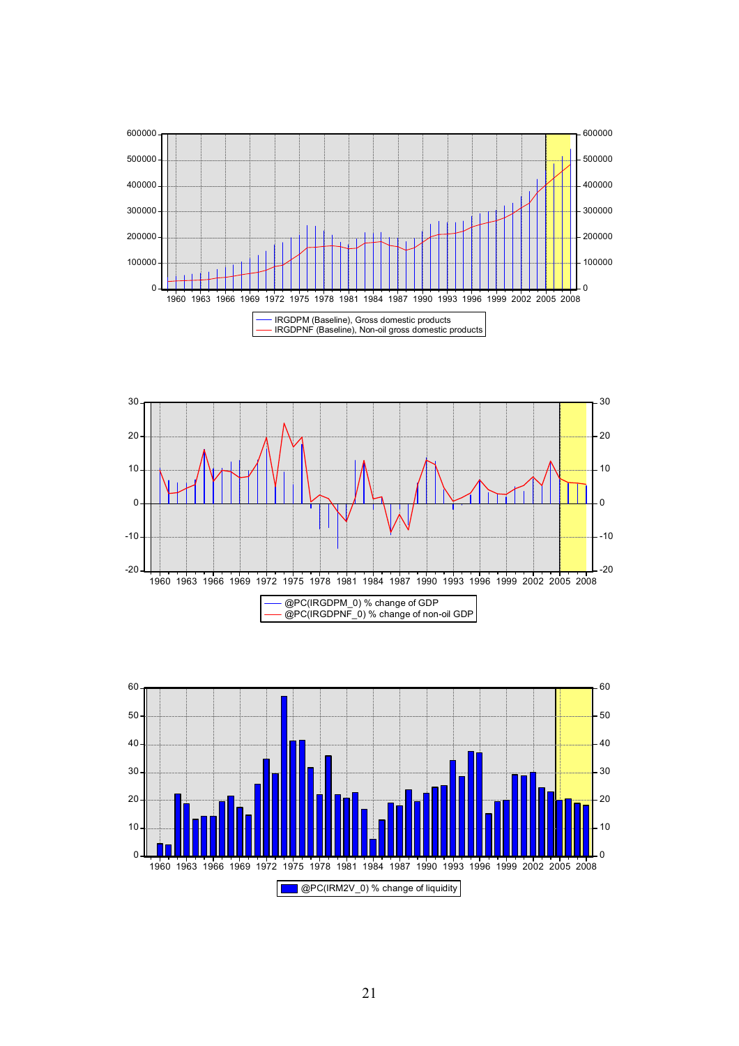IRGDPM (Baseline), Gross domestic products
IRGDPNF (Baseline), Non-oil gross domestic products

@PC(IRGDPM_0) % change of GDP
@PC(IRGDPNF_0) % change of non-oil GDP

@PC(IRM2V_0) % change of liquidity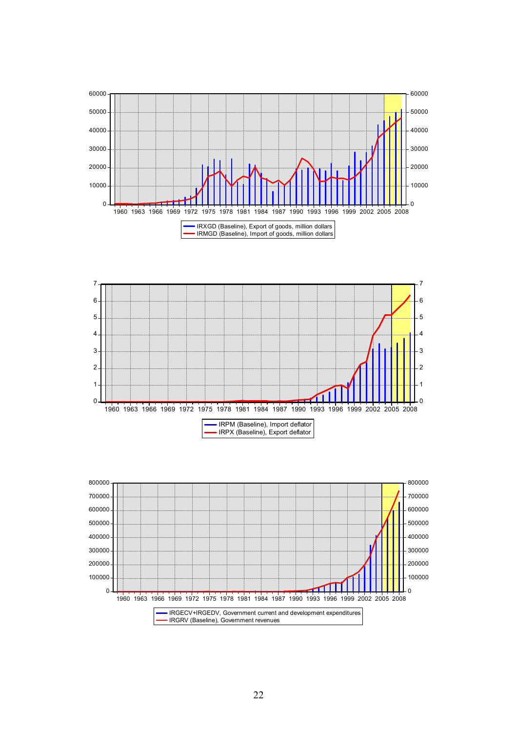IRXGD (Baseline), Export of goods, million dollars
IRMGD (Baseline), Import of goods, million dollars

IRPM (Baseline), Import deflator
IRPX (Baseline), Export deflator

IRGECV+IRGEDV, Government current and development expenditures
IRGRV (Baseline), Government revenues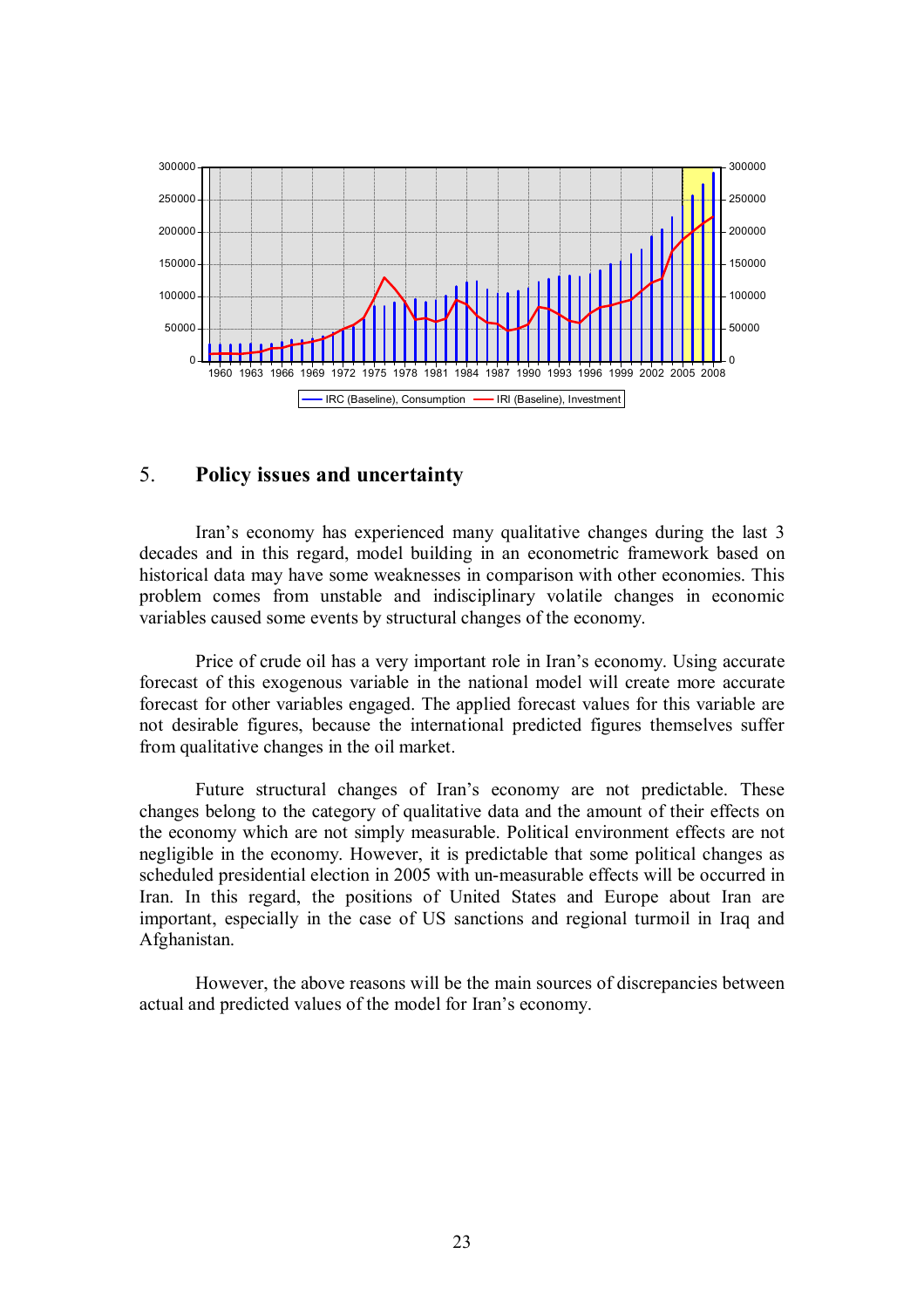300000
250000
200000
150000
100000
50000
0

1960 1963 1966 1969 1972 1975 1978 1981 1984 1987 1990 1993 1996 1999 2002 2005 2008

IRC (Baseline), Consumption — IRI (Baseline), Investment

## 5. Policy issues and uncertainty

Iran's economy has experienced many qualitative changes during the last 3 decades and in this regard, model building in an econometric framework based on historical data may have some weaknesses in comparison with other economies. This problem comes from unstable and indisciplinary volatile changes in economic variables caused some events by structural changes of the economy.

Price of crude oil has a very important role in Iran's economy. Using accurate forecast of this exogenous variable in the national model will create more accurate forecast for other variables engaged. The applied forecast values for this variable are not desirable figures, because the international predicted figures themselves suffer from qualitative changes in the oil market.

Future structural changes of Iran's economy are not predictable. These changes belong to the category of qualitative data and the amount of their effects on the economy which are not simply measurable. Political environment effects are not negligible in the economy. However, it is predictable that some political changes as scheduled presidential election in 2005 with un-measurable effects will be occurred in Iran. In this regard, the positions of United States and Europe about Iran are important, especially in the case of US sanctions and regional turmoil in Iraq and Afghanistan.

However, the above reasons will be the main sources of discrepancies between actual and predicted values of the model for Iran's economy.